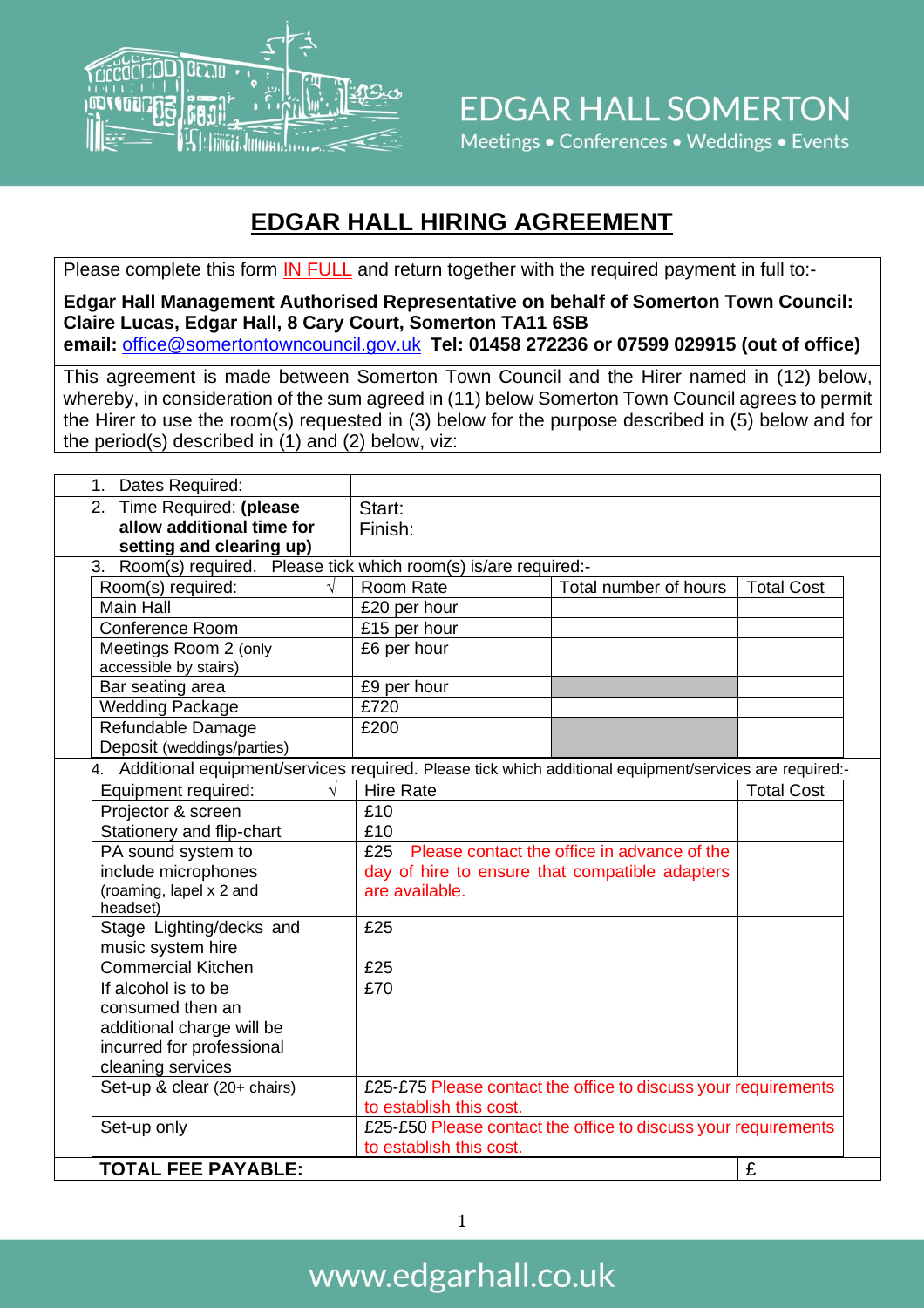# EDGAR HALL SOMERTON

Meetings • Conferences • Weddings • Events

## EDGAR HALL HIRING AGREEMENT

Please complete this form IN FULL and return together with the required payment in full to:-

**Edgar Hall Management Authorised Representative on behalf of Somerton Town Council: Claire Lucas, Edgar Hall, 8 Cary Court, Somerton TA11 6SB**
**email:** office@somertontowncouncil.gov.uk **Tel: 01458 272236 or 07599 029915 (out of office)**

This agreement is made between Somerton Town Council and the Hirer named in (12) below, whereby, in consideration of the sum agreed in (11) below Somerton Town Council agrees to permit the Hirer to use the room(s) requested in (3) below for the purpose described in (5) below and for the period(s) described in (1) and (2) below, viz:

| | |
|---|---|
| 1. Dates Required: | |
| 2. Time Required: **(please allow additional time for setting and clearing up)** | Start:<br>Finish: |

3. Room(s) required. Please tick which room(s) is/are required:-

| Room(s) required: | √ | Room Rate | Total number of hours | Total Cost |
|---|---|---|---|---|
| Main Hall | | £20 per hour | | |
| Conference Room | | £15 per hour | | |
| Meetings Room 2 (only accessible by stairs) | | £6 per hour | | |
| Bar seating area | | £9 per hour | | |
| Wedding Package | | £720 | | |
| Refundable Damage Deposit (weddings/parties) | | £200 | | |

4. Additional equipment/services required. Please tick which additional equipment/services are required:-

| Equipment required: | √ | Hire Rate | Total Cost |
|---|---|---|---|
| Projector & screen | | £10 | |
| Stationery and flip-chart | | £10 | |
| PA sound system to include microphones (roaming, lapel x 2 and headset) | | £25 Please contact the office in advance of the day of hire to ensure that compatible adapters are available. | |
| Stage Lighting/decks and music system hire | | £25 | |
| Commercial Kitchen | | £25 | |
| If alcohol is to be consumed then an additional charge will be incurred for professional cleaning services | | £70 | |
| Set-up & clear (20+ chairs) | | £25-£75 Please contact the office to discuss your requirements to establish this cost. | |
| Set-up only | | £25-£50 Please contact the office to discuss your requirements to establish this cost. | |
| **TOTAL FEE PAYABLE:** | | | £ |

www.edgarhall.co.uk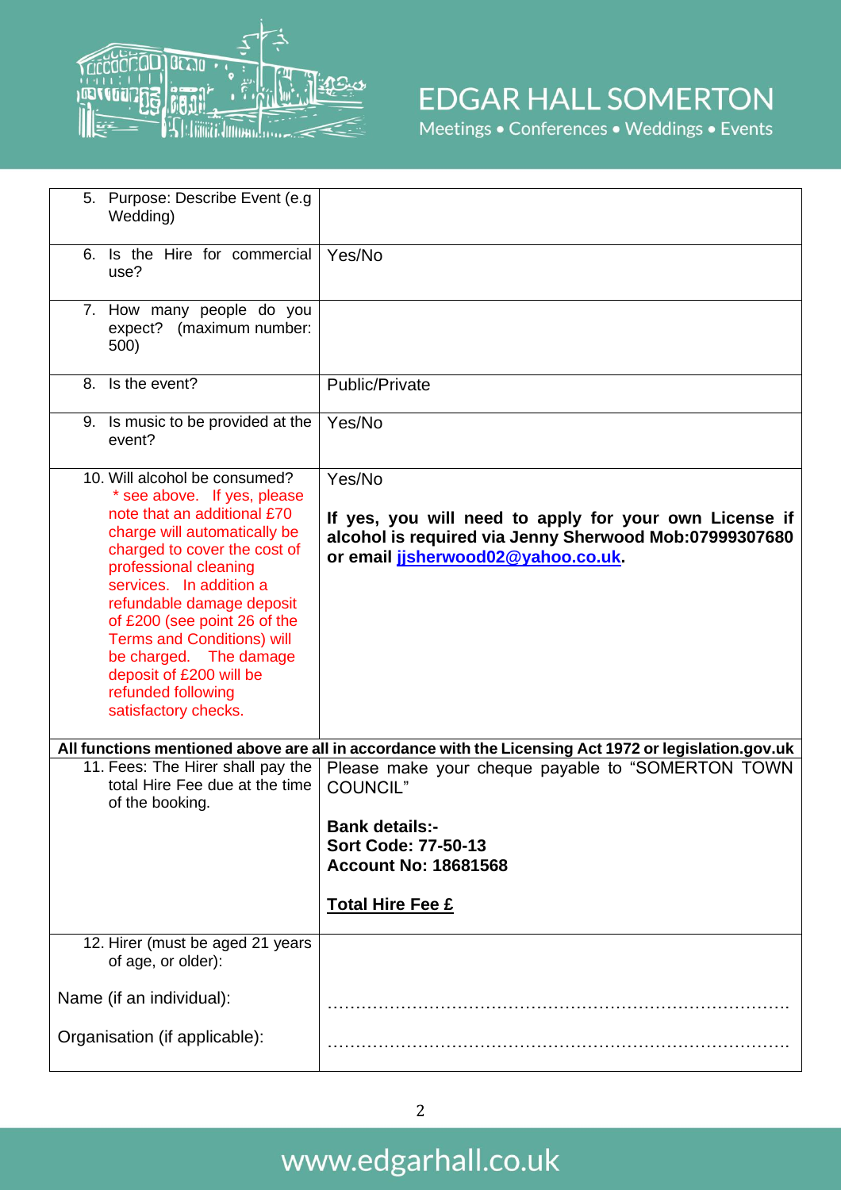| | |
|---|---|
| 5. Purpose: Describe Event (e.g Wedding) | |
| 6. Is the Hire for commercial use? | Yes/No |
| 7. How many people do you expect? (maximum number: 500) | |
| 8. Is the event? | Public/Private |
| 9. Is music to be provided at the event? | Yes/No |
| 10. Will alcohol be consumed? * see above. If yes, please note that an additional £70 charge will automatically be charged to cover the cost of professional cleaning services. In addition a refundable damage deposit of £200 (see point 26 of the Terms and Conditions) will be charged. The damage deposit of £200 will be refunded following satisfactory checks. | Yes/No<br><br>**If yes, you will need to apply for your own License if alcohol is required via Jenny Sherwood Mob:07999307680 or email [jjsherwood02@yahoo.co.uk](mailto:jjsherwood02@yahoo.co.uk).** |
| **All functions mentioned above are all in accordance with the Licensing Act 1972 or legislation.gov.uk** | |
| 11. Fees: The Hirer shall pay the total Hire Fee due at the time of the booking. | Please make your cheque payable to "SOMERTON TOWN COUNCIL"<br><br>**Bank details:-**<br>**Sort Code: 77-50-13**<br>**Account No: 18681568**<br><br>**<u>Total Hire Fee £</u>** |
| 12. Hirer (must be aged 21 years of age, or older):<br><br>Name (if an individual):<br><br>Organisation (if applicable): | <br><br>………………………………………………………………………….<br><br>…………………………………………………………………………. |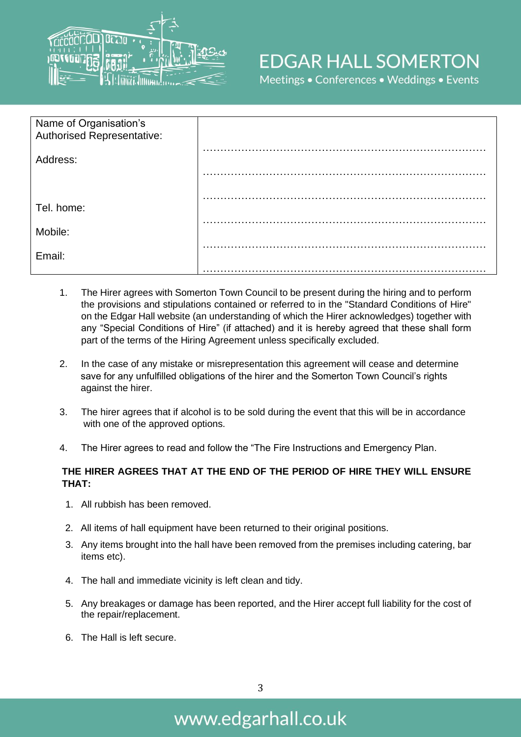# EDGAR HALL SOMERTON

Meetings • Conferences • Weddings • Events

| Name of Organisation's Authorised Representative: | ………………………………………………………………………… |
| --- | --- |
| Address: | ………………………………………………………………………… |
| | ………………………………………………………………………… |
| Tel. home: | ………………………………………………………………………… |
| Mobile: | ………………………………………………………………………… |
| Email: | ………………………………………………………………………… |

1. The Hirer agrees with Somerton Town Council to be present during the hiring and to perform the provisions and stipulations contained or referred to in the "Standard Conditions of Hire" on the Edgar Hall website (an understanding of which the Hirer acknowledges) together with any "Special Conditions of Hire" (if attached) and it is hereby agreed that these shall form part of the terms of the Hiring Agreement unless specifically excluded.

2. In the case of any mistake or misrepresentation this agreement will cease and determine save for any unfulfilled obligations of the hirer and the Somerton Town Council's rights against the hirer.

3. The hirer agrees that if alcohol is to be sold during the event that this will be in accordance with one of the approved options.

4. The Hirer agrees to read and follow the "The Fire Instructions and Emergency Plan.

**THE HIRER AGREES THAT AT THE END OF THE PERIOD OF HIRE THEY WILL ENSURE THAT:**

1. All rubbish has been removed.
2. All items of hall equipment have been returned to their original positions.
3. Any items brought into the hall have been removed from the premises including catering, bar items etc).
4. The hall and immediate vicinity is left clean and tidy.
5. Any breakages or damage has been reported, and the Hirer accept full liability for the cost of the repair/replacement.
6. The Hall is left secure.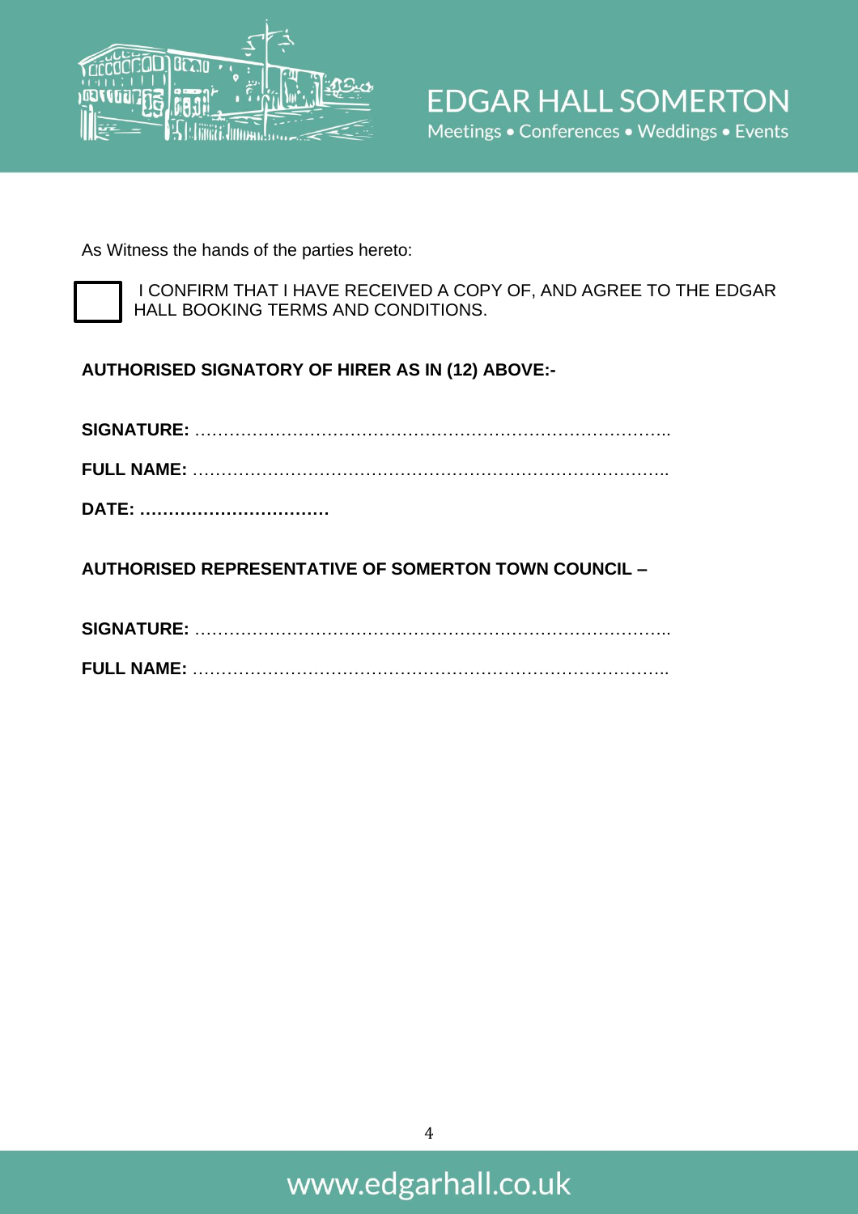As Witness the hands of the parties hereto:

☐ I CONFIRM THAT I HAVE RECEIVED A COPY OF, AND AGREE TO THE EDGAR HALL BOOKING TERMS AND CONDITIONS.

**AUTHORISED SIGNATORY OF HIRER AS IN (12) ABOVE:-**

**SIGNATURE:** …………………………………………………………………………..

**FULL NAME:** …………………………………………………………………………..

**DATE: ……………………………**

**AUTHORISED REPRESENTATIVE OF SOMERTON TOWN COUNCIL –**

**SIGNATURE:** …………………………………………………………………………..

**FULL NAME:** …………………………………………………………………………..